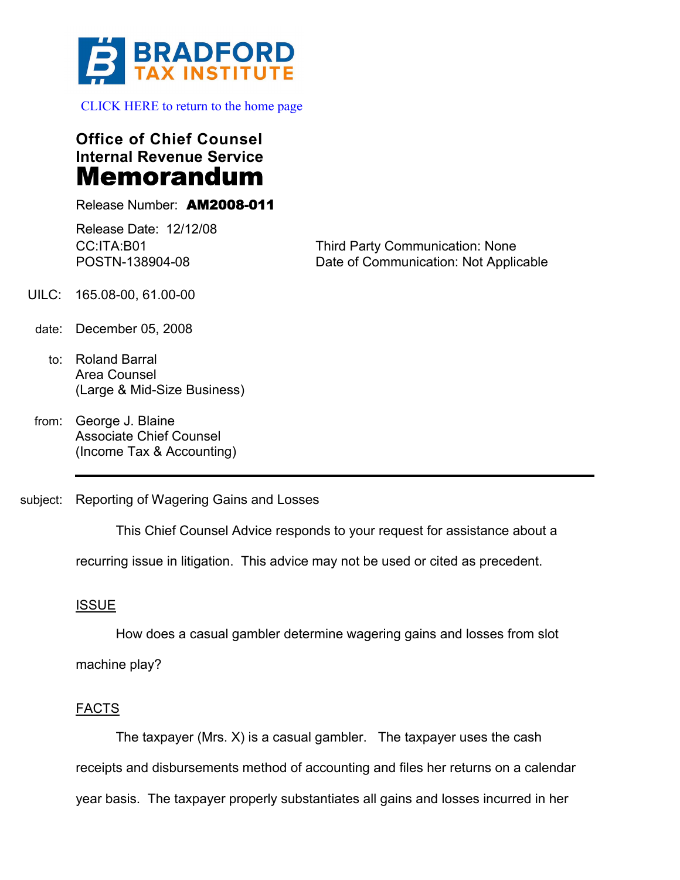BRADFORD TAX INSTITUTE

CLICK HERE to return to the home page

**Office of Chief Counsel**
**Internal Revenue Service**
# Memorandum

Release Number: **AM2008-011**

Release Date: 12/12/08
CC:ITA:B01
POSTN-138904-08

Third Party Communication: None
Date of Communication: Not Applicable

UILC: 165.08-00, 61.00-00

date: December 05, 2008

to: Roland Barral
Area Counsel
(Large & Mid-Size Business)

from: George J. Blaine
Associate Chief Counsel
(Income Tax & Accounting)

---

subject: Reporting of Wagering Gains and Losses

This Chief Counsel Advice responds to your request for assistance about a recurring issue in litigation. This advice may not be used or cited as precedent.

## ISSUE

How does a casual gambler determine wagering gains and losses from slot machine play?

## FACTS

The taxpayer (Mrs. X) is a casual gambler. The taxpayer uses the cash receipts and disbursements method of accounting and files her returns on a calendar year basis. The taxpayer properly substantiates all gains and losses incurred in her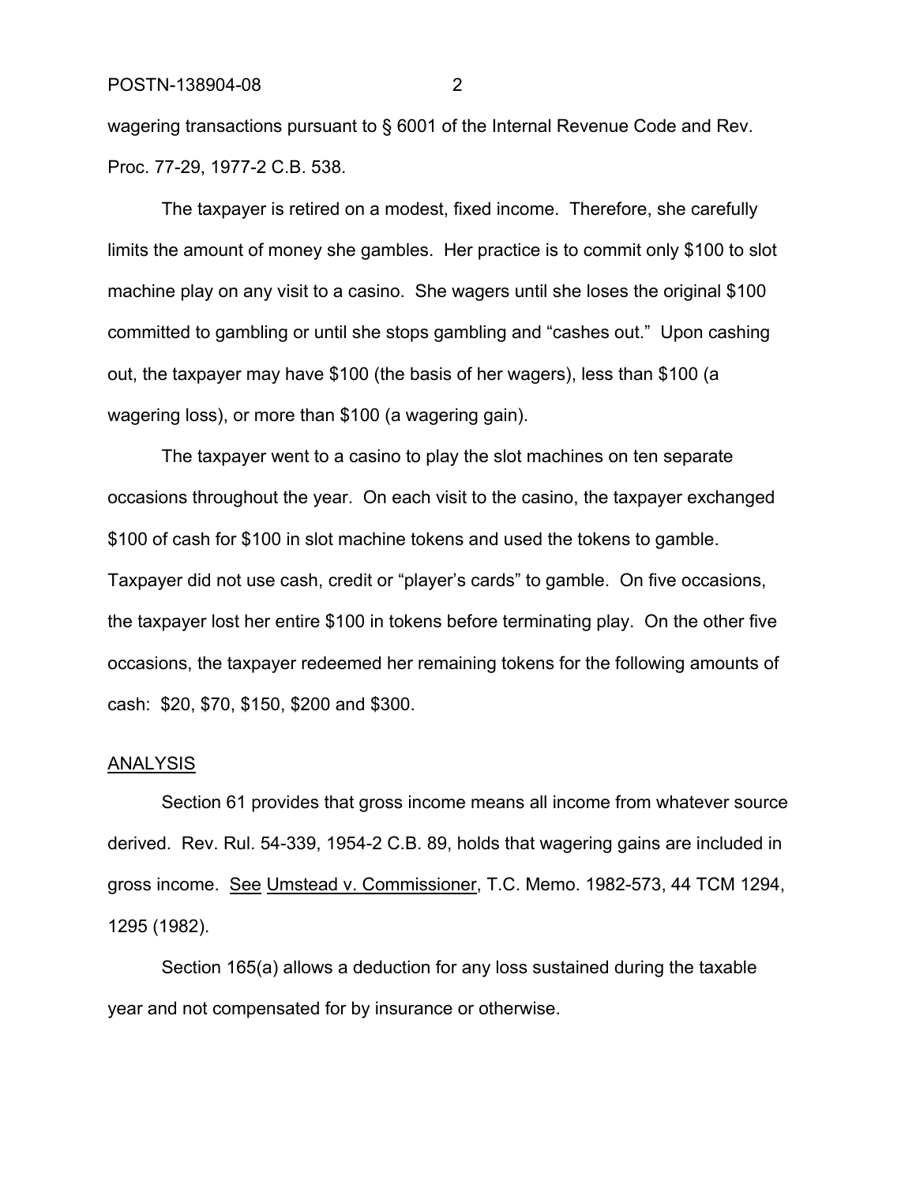wagering transactions pursuant to § 6001 of the Internal Revenue Code and Rev. Proc. 77-29, 1977-2 C.B. 538.

The taxpayer is retired on a modest, fixed income. Therefore, she carefully limits the amount of money she gambles. Her practice is to commit only $100 to slot machine play on any visit to a casino. She wagers until she loses the original $100 committed to gambling or until she stops gambling and "cashes out." Upon cashing out, the taxpayer may have $100 (the basis of her wagers), less than $100 (a wagering loss), or more than $100 (a wagering gain).

The taxpayer went to a casino to play the slot machines on ten separate occasions throughout the year. On each visit to the casino, the taxpayer exchanged $100 of cash for $100 in slot machine tokens and used the tokens to gamble. Taxpayer did not use cash, credit or "player's cards" to gamble. On five occasions, the taxpayer lost her entire $100 in tokens before terminating play. On the other five occasions, the taxpayer redeemed her remaining tokens for the following amounts of cash: $20, $70, $150, $200 and $300.

## ANALYSIS

Section 61 provides that gross income means all income from whatever source derived. Rev. Rul. 54-339, 1954-2 C.B. 89, holds that wagering gains are included in gross income. See Umstead v. Commissioner, T.C. Memo. 1982-573, 44 TCM 1294, 1295 (1982).

Section 165(a) allows a deduction for any loss sustained during the taxable year and not compensated for by insurance or otherwise.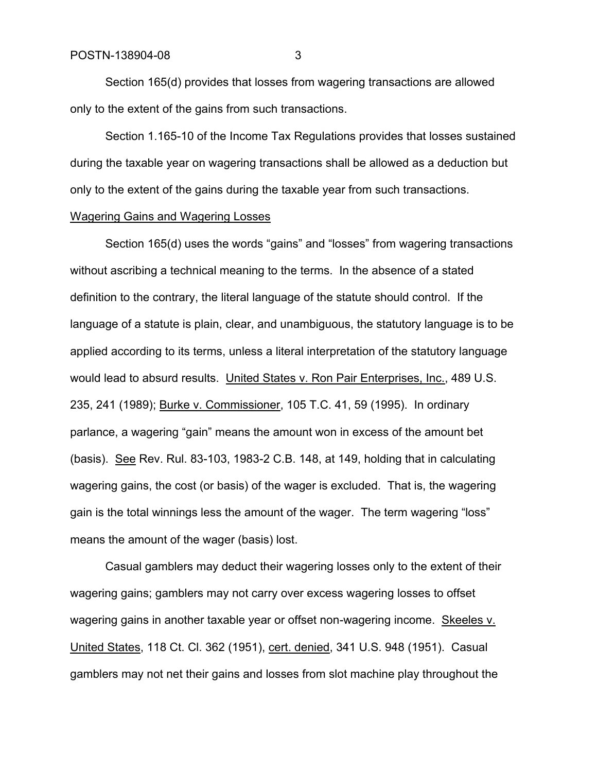Section 165(d) provides that losses from wagering transactions are allowed only to the extent of the gains from such transactions.

Section 1.165-10 of the Income Tax Regulations provides that losses sustained during the taxable year on wagering transactions shall be allowed as a deduction but only to the extent of the gains during the taxable year from such transactions.

Wagering Gains and Wagering Losses

Section 165(d) uses the words "gains" and "losses" from wagering transactions without ascribing a technical meaning to the terms. In the absence of a stated definition to the contrary, the literal language of the statute should control. If the language of a statute is plain, clear, and unambiguous, the statutory language is to be applied according to its terms, unless a literal interpretation of the statutory language would lead to absurd results. United States v. Ron Pair Enterprises, Inc., 489 U.S. 235, 241 (1989); Burke v. Commissioner, 105 T.C. 41, 59 (1995). In ordinary parlance, a wagering "gain" means the amount won in excess of the amount bet (basis). See Rev. Rul. 83-103, 1983-2 C.B. 148, at 149, holding that in calculating wagering gains, the cost (or basis) of the wager is excluded. That is, the wagering gain is the total winnings less the amount of the wager. The term wagering "loss" means the amount of the wager (basis) lost.

Casual gamblers may deduct their wagering losses only to the extent of their wagering gains; gamblers may not carry over excess wagering losses to offset wagering gains in another taxable year or offset non-wagering income. Skeeles v. United States, 118 Ct. Cl. 362 (1951), cert. denied, 341 U.S. 948 (1951). Casual gamblers may not net their gains and losses from slot machine play throughout the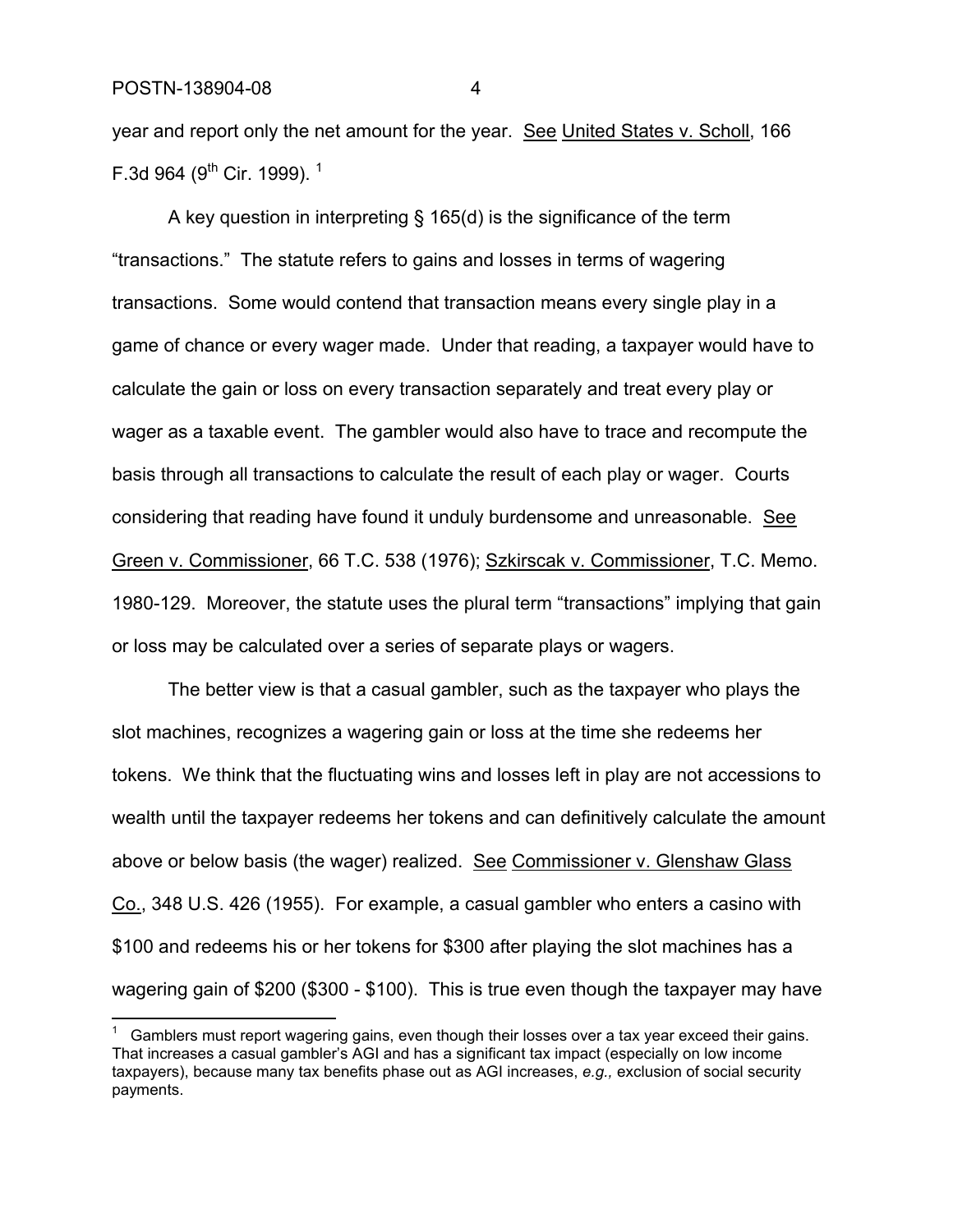year and report only the net amount for the year. See United States v. Scholl, 166 F.3d 964 (9th Cir. 1999).[1]

A key question in interpreting § 165(d) is the significance of the term "transactions." The statute refers to gains and losses in terms of wagering transactions. Some would contend that transaction means every single play in a game of chance or every wager made. Under that reading, a taxpayer would have to calculate the gain or loss on every transaction separately and treat every play or wager as a taxable event. The gambler would also have to trace and recompute the basis through all transactions to calculate the result of each play or wager. Courts considering that reading have found it unduly burdensome and unreasonable. See Green v. Commissioner, 66 T.C. 538 (1976); Szkirscak v. Commissioner, T.C. Memo. 1980-129. Moreover, the statute uses the plural term "transactions" implying that gain or loss may be calculated over a series of separate plays or wagers.

The better view is that a casual gambler, such as the taxpayer who plays the slot machines, recognizes a wagering gain or loss at the time she redeems her tokens. We think that the fluctuating wins and losses left in play are not accessions to wealth until the taxpayer redeems her tokens and can definitively calculate the amount above or below basis (the wager) realized. See Commissioner v. Glenshaw Glass Co., 348 U.S. 426 (1955). For example, a casual gambler who enters a casino with $100 and redeems his or her tokens for $300 after playing the slot machines has a wagering gain of $200 ($300 - $100). This is true even though the taxpayer may have

---

[1] Gamblers must report wagering gains, even though their losses over a tax year exceed their gains. That increases a casual gambler's AGI and has a significant tax impact (especially on low income taxpayers), because many tax benefits phase out as AGI increases, *e.g.,* exclusion of social security payments.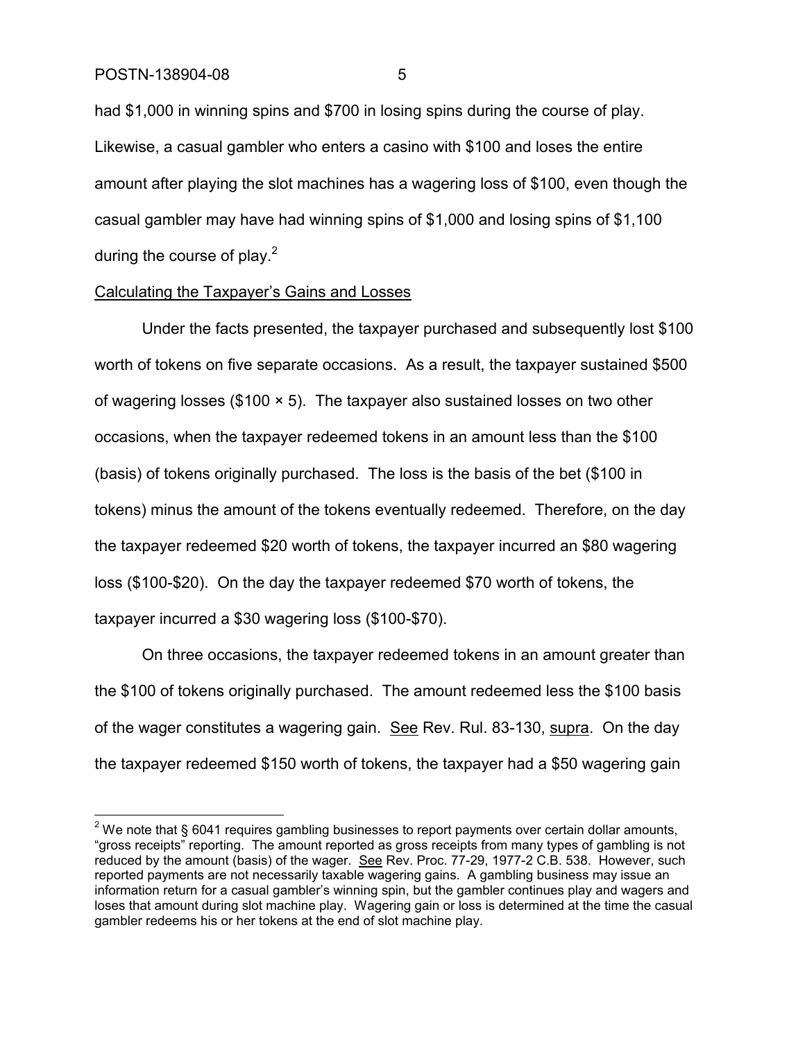had \$1,000 in winning spins and \$700 in losing spins during the course of play. Likewise, a casual gambler who enters a casino with \$100 and loses the entire amount after playing the slot machines has a wagering loss of \$100, even though the casual gambler may have had winning spins of \$1,000 and losing spins of \$1,100 during the course of play.[2]

Calculating the Taxpayer's Gains and Losses

Under the facts presented, the taxpayer purchased and subsequently lost \$100 worth of tokens on five separate occasions. As a result, the taxpayer sustained \$500 of wagering losses (\$100 × 5). The taxpayer also sustained losses on two other occasions, when the taxpayer redeemed tokens in an amount less than the \$100 (basis) of tokens originally purchased. The loss is the basis of the bet (\$100 in tokens) minus the amount of the tokens eventually redeemed. Therefore, on the day the taxpayer redeemed \$20 worth of tokens, the taxpayer incurred an \$80 wagering loss (\$100-\$20). On the day the taxpayer redeemed \$70 worth of tokens, the taxpayer incurred a \$30 wagering loss (\$100-\$70).

On three occasions, the taxpayer redeemed tokens in an amount greater than the \$100 of tokens originally purchased. The amount redeemed less the \$100 basis of the wager constitutes a wagering gain. See Rev. Rul. 83-130, supra. On the day the taxpayer redeemed \$150 worth of tokens, the taxpayer had a \$50 wagering gain

---

[2] We note that § 6041 requires gambling businesses to report payments over certain dollar amounts, "gross receipts" reporting. The amount reported as gross receipts from many types of gambling is not reduced by the amount (basis) of the wager. See Rev. Proc. 77-29, 1977-2 C.B. 538. However, such reported payments are not necessarily taxable wagering gains. A gambling business may issue an information return for a casual gambler's winning spin, but the gambler continues play and wagers and loses that amount during slot machine play. Wagering gain or loss is determined at the time the casual gambler redeems his or her tokens at the end of slot machine play.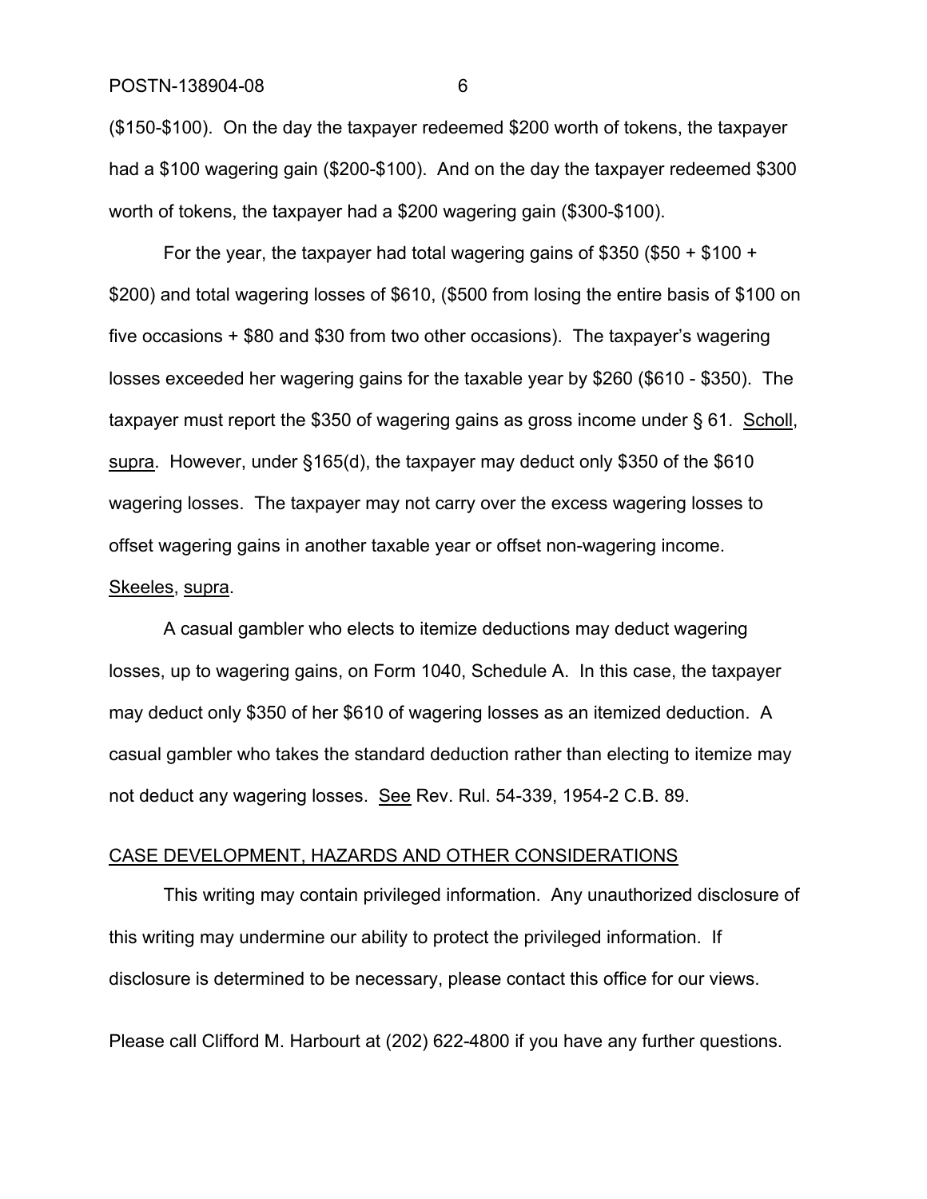($150-$100). On the day the taxpayer redeemed $200 worth of tokens, the taxpayer had a $100 wagering gain ($200-$100). And on the day the taxpayer redeemed $300 worth of tokens, the taxpayer had a $200 wagering gain ($300-$100).

For the year, the taxpayer had total wagering gains of $350 ($50 + $100 + $200) and total wagering losses of $610, ($500 from losing the entire basis of $100 on five occasions + $80 and $30 from two other occasions). The taxpayer's wagering losses exceeded her wagering gains for the taxable year by $260 ($610 - $350). The taxpayer must report the $350 of wagering gains as gross income under § 61. Scholl, supra. However, under §165(d), the taxpayer may deduct only $350 of the $610 wagering losses. The taxpayer may not carry over the excess wagering losses to offset wagering gains in another taxable year or offset non-wagering income. Skeeles, supra.

A casual gambler who elects to itemize deductions may deduct wagering losses, up to wagering gains, on Form 1040, Schedule A. In this case, the taxpayer may deduct only $350 of her $610 of wagering losses as an itemized deduction. A casual gambler who takes the standard deduction rather than electing to itemize may not deduct any wagering losses. See Rev. Rul. 54-339, 1954-2 C.B. 89.

## CASE DEVELOPMENT, HAZARDS AND OTHER CONSIDERATIONS

This writing may contain privileged information. Any unauthorized disclosure of this writing may undermine our ability to protect the privileged information. If disclosure is determined to be necessary, please contact this office for our views.

Please call Clifford M. Harbourt at (202) 622-4800 if you have any further questions.